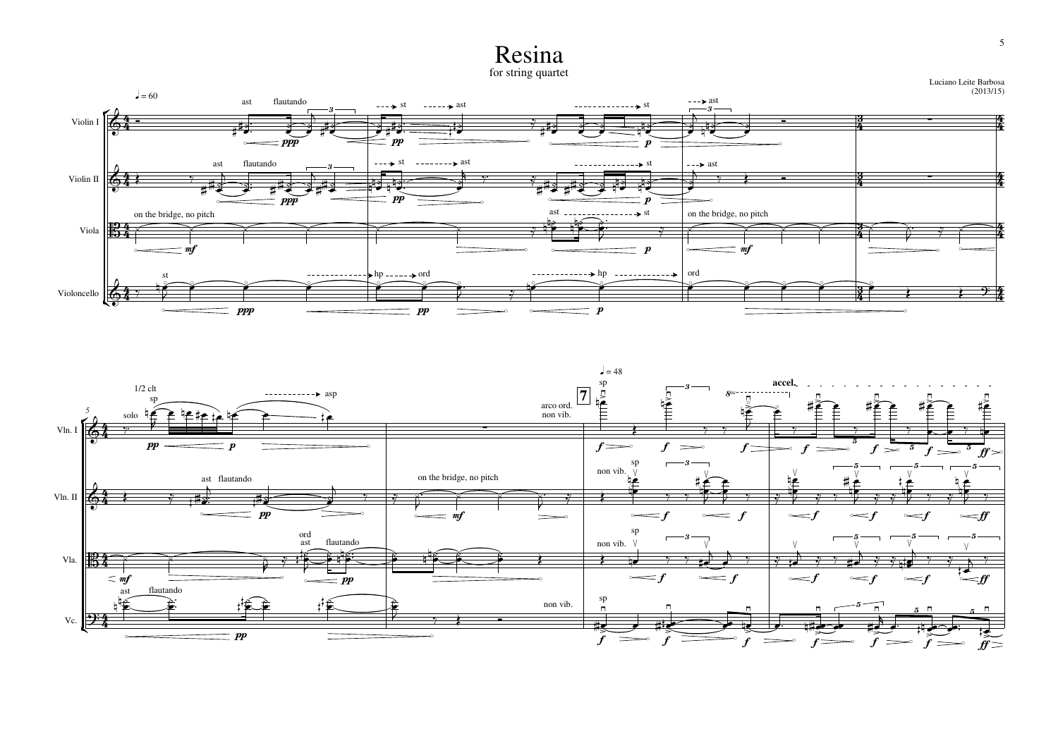# Resina

for string quartet

Luciano Leite Barbosa
(2013/15)